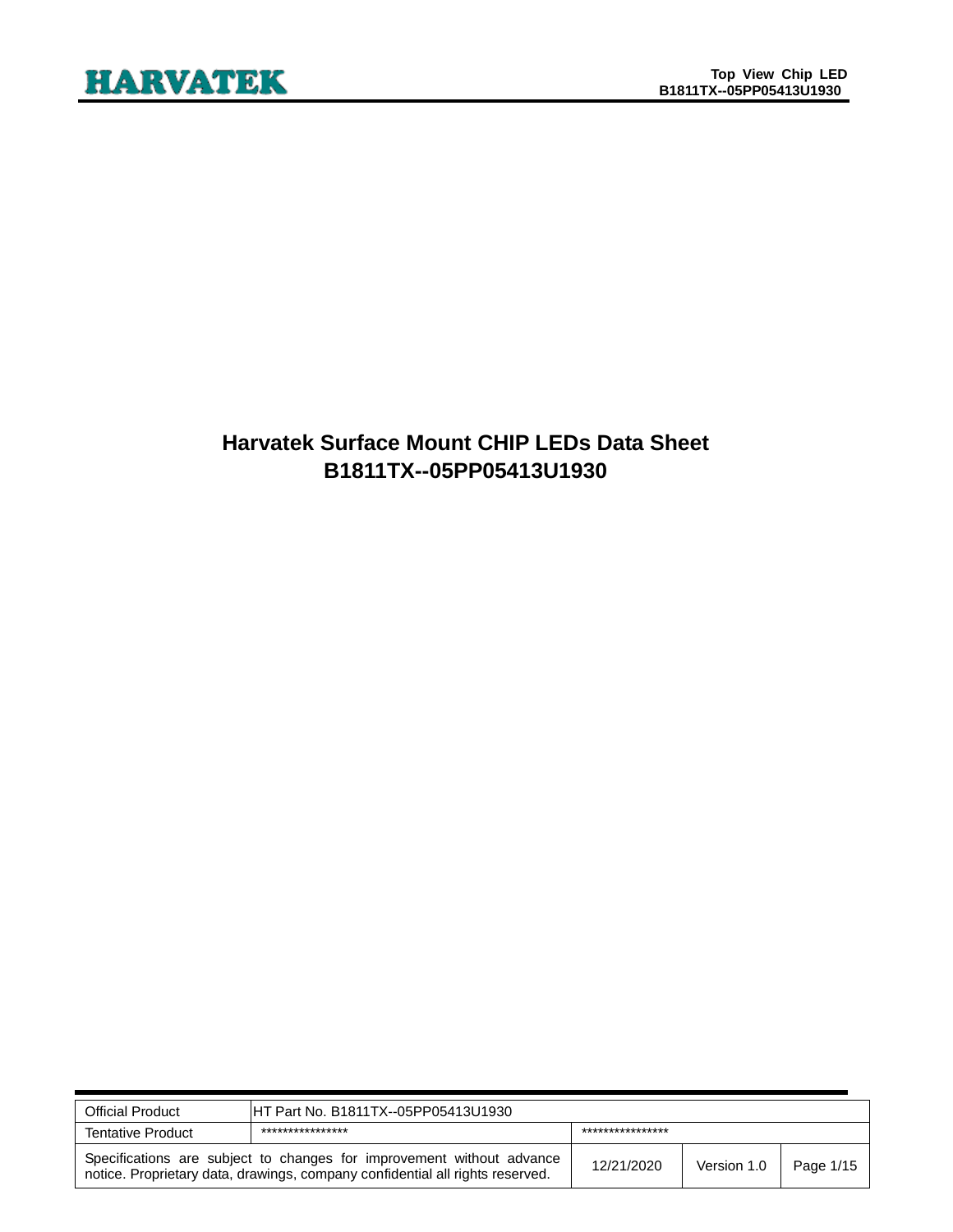# Harvatek Surface Mount CHIP LEDs Data Sheet
# B1811TX--05PP05413U1930

| | | | | |
|---|---|---|---|---|
| Official Product | HT Part No. B1811TX--05PP05413U1930 | | | |
| Tentative Product | **************** | **************** | | |
| Specifications are subject to changes for improvement without advance notice. Proprietary data, drawings, company confidential all rights reserved. | | 12/21/2020 | Version 1.0 | Page 1/15 |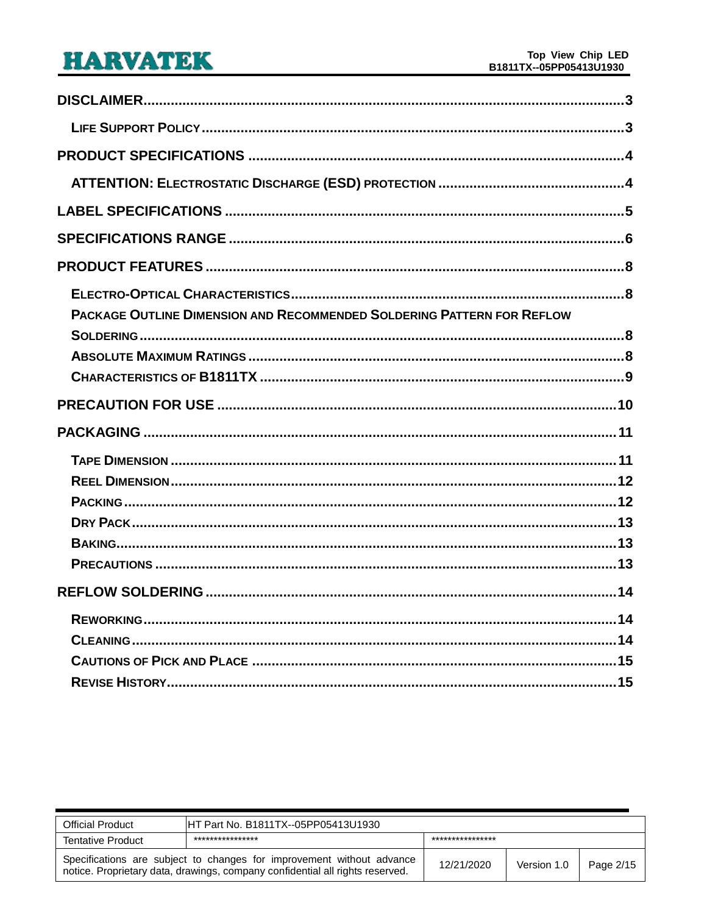DISCLAIMER....................................................................................................3

Life Support Policy....................................................................................................3

PRODUCT SPECIFICATIONS....................................................................................................4

ATTENTION: Electrostatic Discharge (ESD) protection....................................................................................................4

LABEL SPECIFICATIONS....................................................................................................5

SPECIFICATIONS RANGE....................................................................................................6

PRODUCT FEATURES....................................................................................................8

Electro-Optical Characteristics....................................................................................................8

Package Outline Dimension and Recommended Soldering Pattern for Reflow Soldering....................................................................................................8

Absolute Maximum Ratings....................................................................................................8

Characteristics of B1811TX....................................................................................................9

PRECAUTION FOR USE....................................................................................................10

PACKAGING....................................................................................................11

Tape Dimension....................................................................................................11

Reel Dimension....................................................................................................12

Packing....................................................................................................12

Dry Pack....................................................................................................13

Baking....................................................................................................13

Precautions....................................................................................................13

REFLOW SOLDERING....................................................................................................14

Reworking....................................................................................................14

Cleaning....................................................................................................14

Cautions of Pick and Place....................................................................................................15

Revise History....................................................................................................15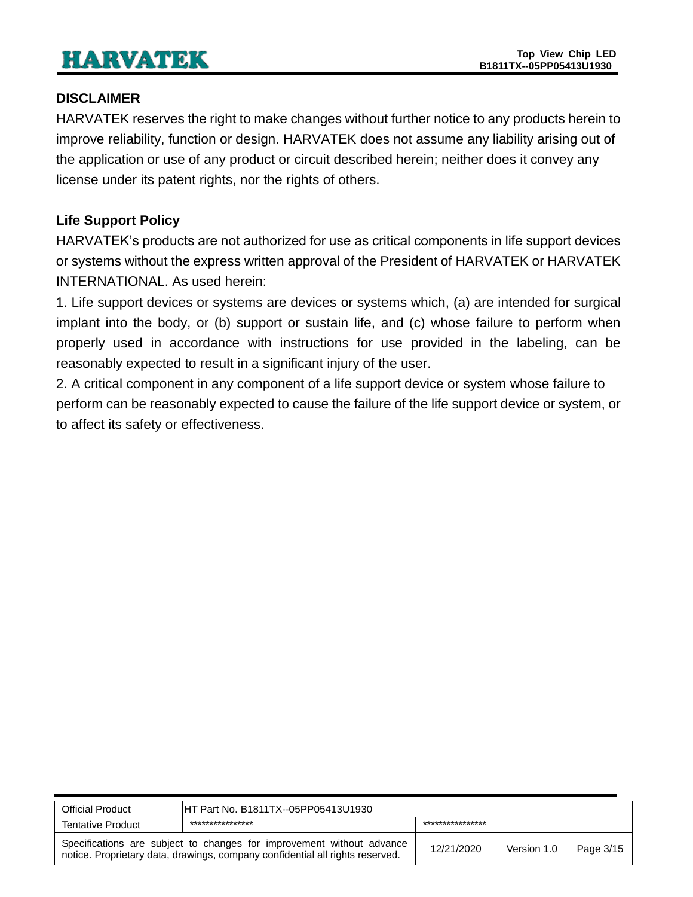## DISCLAIMER

HARVATEK reserves the right to make changes without further notice to any products herein to improve reliability, function or design. HARVATEK does not assume any liability arising out of the application or use of any product or circuit described herein; neither does it convey any license under its patent rights, nor the rights of others.

## Life Support Policy

HARVATEK's products are not authorized for use as critical components in life support devices or systems without the express written approval of the President of HARVATEK or HARVATEK INTERNATIONAL. As used herein:

1. Life support devices or systems are devices or systems which, (a) are intended for surgical implant into the body, or (b) support or sustain life, and (c) whose failure to perform when properly used in accordance with instructions for use provided in the labeling, can be reasonably expected to result in a significant injury of the user.
2. A critical component in any component of a life support device or system whose failure to perform can be reasonably expected to cause the failure of the life support device or system, or to affect its safety or effectiveness.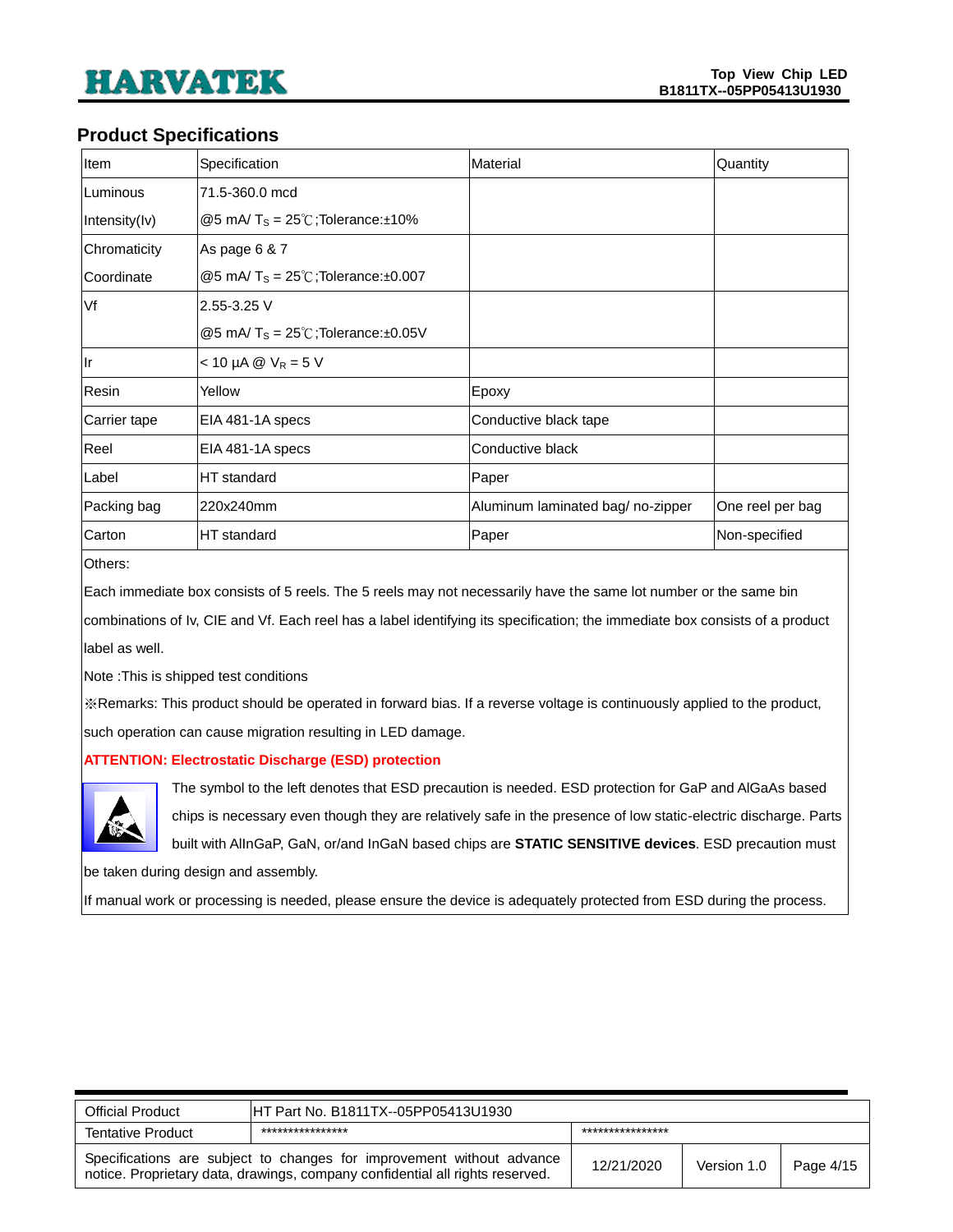## Product Specifications

| Item | Specification | Material | Quantity |
|---|---|---|---|
| Luminous Intensity(Iv) | 71.5-360.0 mcd<br>@5 mA/ $T_S$ = 25℃;Tolerance:±10% | | |
| Chromaticity Coordinate | As page 6 & 7<br>@5 mA/ $T_S$ = 25℃;Tolerance:±0.007 | | |
| Vf | 2.55-3.25 V<br>@5 mA/ $T_S$ = 25℃;Tolerance:±0.05V | | |
| Ir | < 10 μA @ $V_R$ = 5 V | | |
| Resin | Yellow | Epoxy | |
| Carrier tape | EIA 481-1A specs | Conductive black tape | |
| Reel | EIA 481-1A specs | Conductive black | |
| Label | HT standard | Paper | |
| Packing bag | 220x240mm | Aluminum laminated bag/ no-zipper | One reel per bag |
| Carton | HT standard | Paper | Non-specified |

Others:

Each immediate box consists of 5 reels. The 5 reels may not necessarily have the same lot number or the same bin combinations of Iv, CIE and Vf. Each reel has a label identifying its specification; the immediate box consists of a product label as well.

Note :This is shipped test conditions

※Remarks: This product should be operated in forward bias. If a reverse voltage is continuously applied to the product, such operation can cause migration resulting in LED damage.

**ATTENTION: Electrostatic Discharge (ESD) protection**

The symbol to the left denotes that ESD precaution is needed. ESD protection for GaP and AlGaAs based chips is necessary even though they are relatively safe in the presence of low static-electric discharge. Parts built with AlInGaP, GaN, or/and InGaN based chips are **STATIC SENSITIVE devices**. ESD precaution must be taken during design and assembly.

If manual work or processing is needed, please ensure the device is adequately protected from ESD during the process.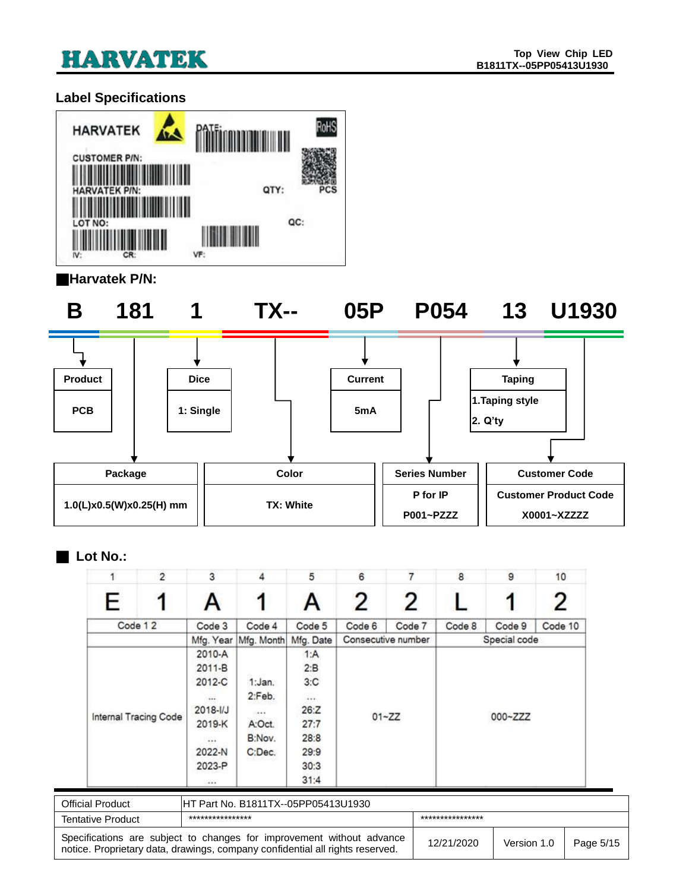## Label Specifications

HARVATEK

DATE:

RoHS

CUSTOMER P/N:

HARVATEK P/N:

QTY: PCS

LOT NO:

QC:

IV: CR: VF:

■Harvatek P/N:

**B 181 1 TX-- 05P P054 13 U1930**

| Product | Package | Dice | Color | Current | Series Number | Taping | Customer Code |
|---|---|---|---|---|---|---|---|
| PCB | 1.0(L)x0.5(W)x0.25(H) mm | 1: Single | TX: White | 5mA | P for IP<br>P001~PZZZ | 1.Taping style<br>2. Q'ty | Customer Product Code<br>X0001~XZZZZ |

■ Lot No.:

| 1 | 2 | 3 | 4 | 5 | 6 | 7 | 8 | 9 | 10 |
|---|---|---|---|---|---|---|---|---|---|
| E | 1 | A | 1 | A | 2 | 2 | L | 1 | 2 |
| Code 1 2 | | Code 3 | Code 4 | Code 5 | Code 6 | Code 7 | Code 8 | Code 9 | Code 10 |
| | | Mfg. Year | Mfg. Month | Mfg. Date | Consecutive number | | Special code | | |
| Internal Tracing Code | | 2010-A<br>2011-B<br>2012-C<br>...<br>2018-I/J<br>2019-K<br>...<br>2022-N<br>2023-P<br>... | 1:Jan.<br>2:Feb.<br>...<br>A:Oct.<br>B:Nov.<br>C:Dec. | 1:A<br>2:B<br>3:C<br>...<br>26:Z<br>27:7<br>28:8<br>29:9<br>30:3<br>31:4 | 01~ZZ | | 000~ZZZ | | |

| | | | | |
|---|---|---|---|---|
| Official Product | HT Part No. B1811TX--05PP05413U1930 | | | |
| Tentative Product | **************** | **************** | | |
| Specifications are subject to changes for improvement without advance notice. Proprietary data, drawings, company confidential all rights reserved. | | 12/21/2020 | Version 1.0 | Page 5/15 |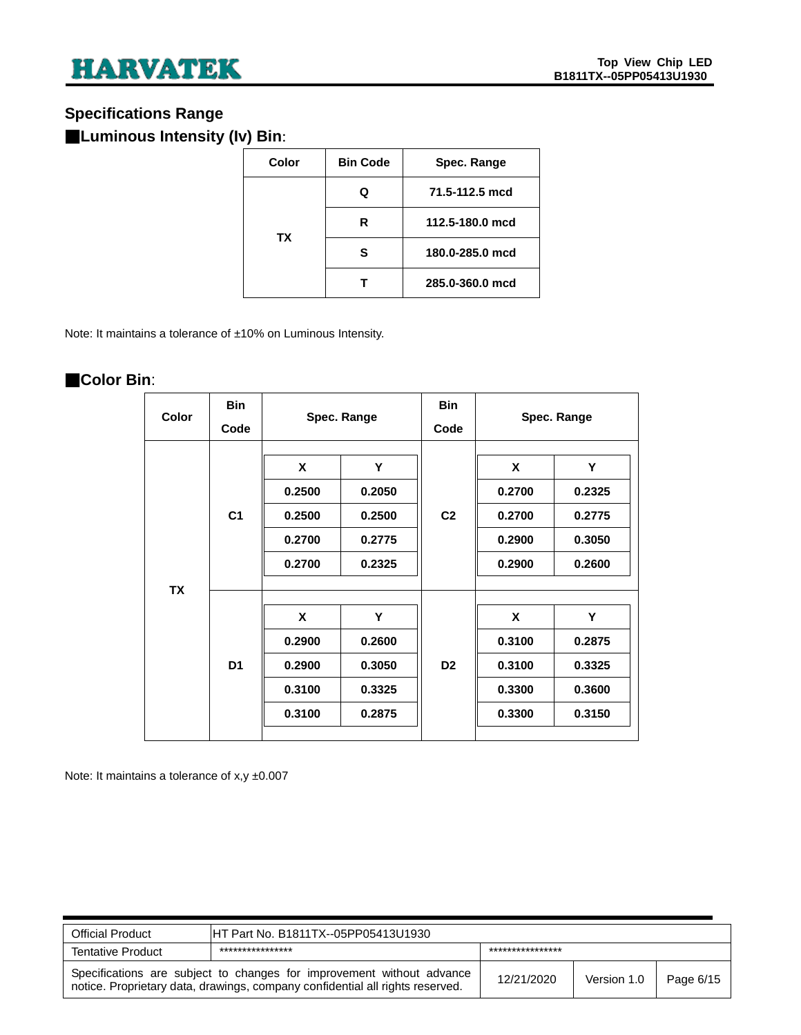## Specifications Range

### ■Luminous Intensity (Iv) Bin:

| Color | Bin Code | Spec. Range |
|---|---|---|
| TX | Q | 71.5-112.5 mcd |
| | R | 112.5-180.0 mcd |
| | S | 180.0-285.0 mcd |
| | T | 285.0-360.0 mcd |

Note: It maintains a tolerance of ±10% on Luminous Intensity.

### ■Color Bin:

| Color | Bin Code | Spec. Range | | Bin Code | Spec. Range | |
|---|---|---|---|---|---|---|
| | | X | Y | | X | Y |
| TX | C1 | 0.2500 | 0.2050 | C2 | 0.2700 | 0.2325 |
| | | 0.2500 | 0.2500 | | 0.2700 | 0.2775 |
| | | 0.2700 | 0.2775 | | 0.2900 | 0.3050 |
| | | 0.2700 | 0.2325 | | 0.2900 | 0.2600 |
| | | X | Y | | X | Y |
| | D1 | 0.2900 | 0.2600 | D2 | 0.3100 | 0.2875 |
| | | 0.2900 | 0.3050 | | 0.3100 | 0.3325 |
| | | 0.3100 | 0.3325 | | 0.3300 | 0.3600 |
| | | 0.3100 | 0.2875 | | 0.3300 | 0.3150 |

Note: It maintains a tolerance of x,y ±0.007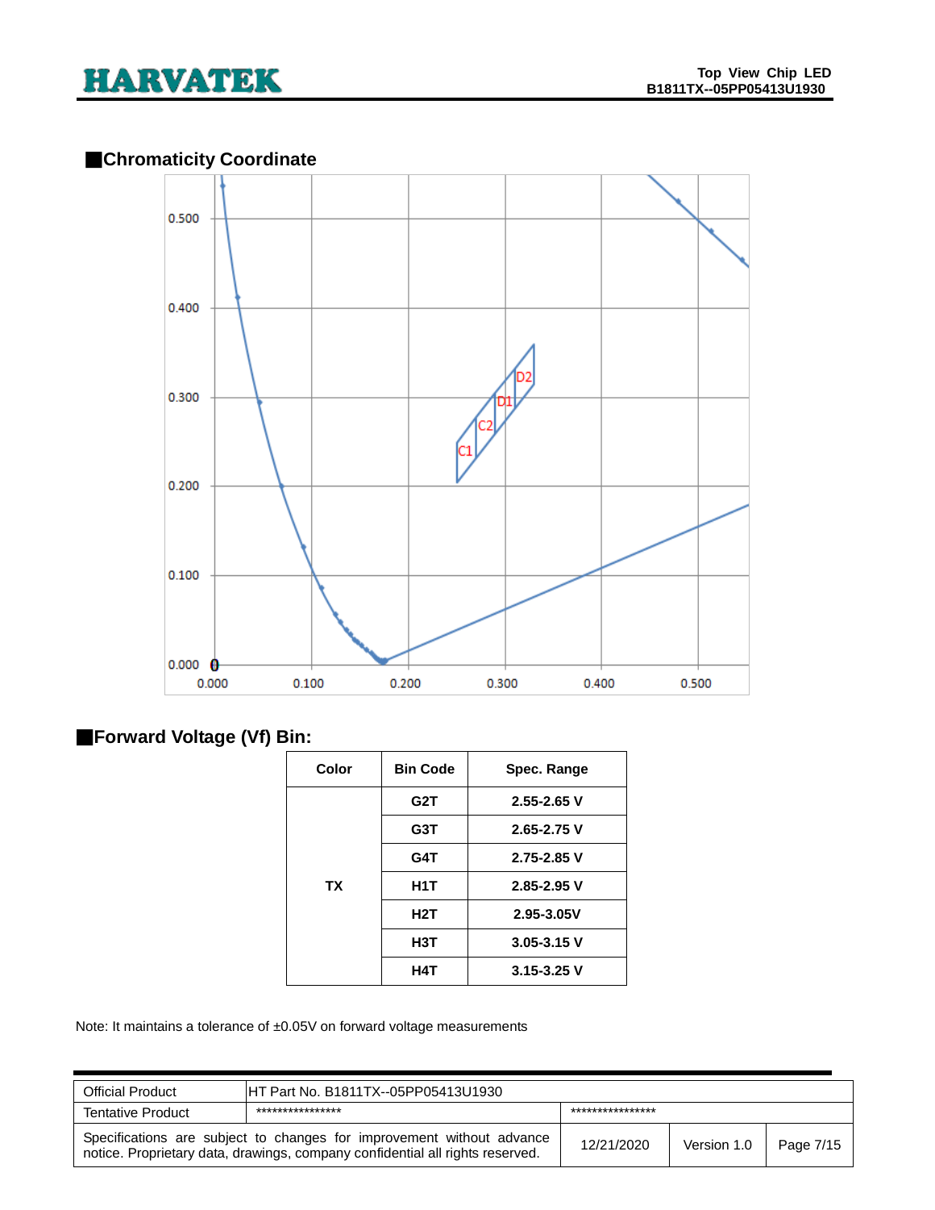## ■Chromaticity Coordinate

0.500
0.400
0.300
0.200
0.100
0.000
0
0.000
0.100
0.200
0.300
0.400
0.500
C1
C2
D1
D2

## ■Forward Voltage (Vf) Bin:

| Color | Bin Code | Spec. Range |
|---|---|---|
| TX | G2T | 2.55-2.65 V |
| | G3T | 2.65-2.75 V |
| | G4T | 2.75-2.85 V |
| | H1T | 2.85-2.95 V |
| | H2T | 2.95-3.05V |
| | H3T | 3.05-3.15 V |
| | H4T | 3.15-3.25 V |

Note: It maintains a tolerance of ±0.05V on forward voltage measurements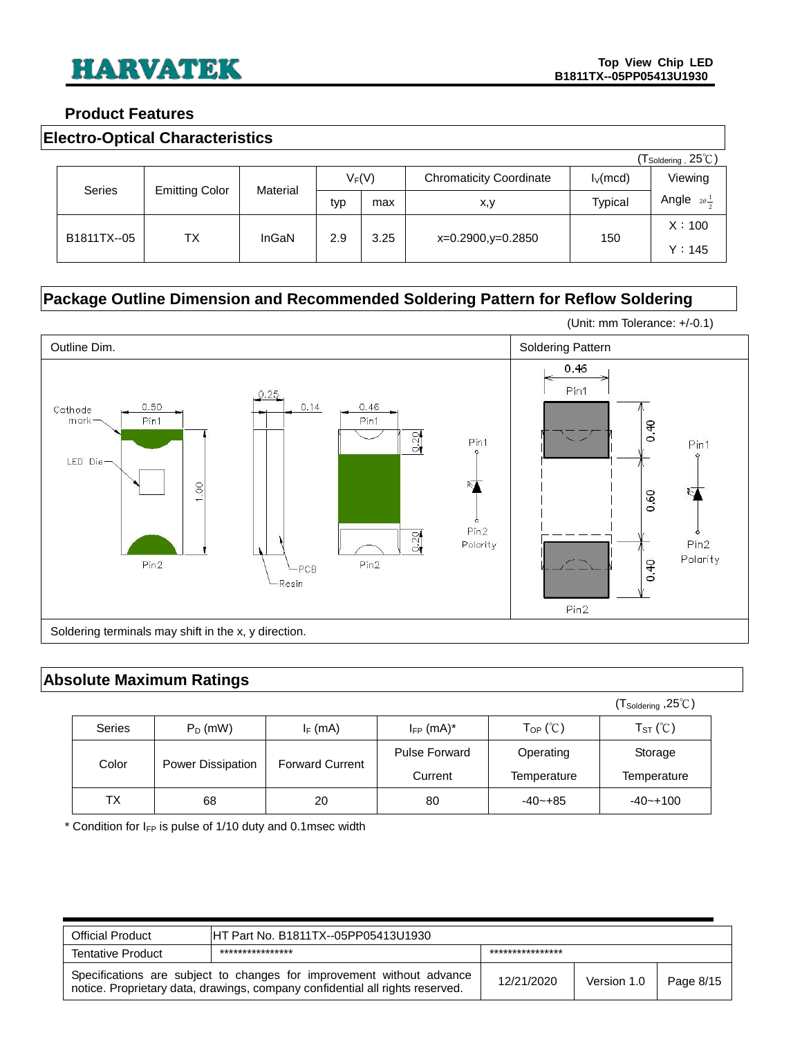## Product Features

### Electro-Optical Characteristics

($T_{Soldering}$ , 25℃)

| Series | Emitting Color | Material | $V_F$(V) | | Chromaticity Coordinate | $I_V$(mcd) | Viewing |
|---|---|---|---|---|---|---|---|
| | | | typ | max | x,y | Typical | Angle $2\theta\frac{1}{2}$ |
| B1811TX--05 | TX | InGaN | 2.9 | 3.25 | x=0.2900,y=0.2850 | 150 | X：100 Y：145 |

### Package Outline Dimension and Recommended Soldering Pattern for Reflow Soldering

(Unit: mm Tolerance: +/-0.1)

Outline Dim.

Cathode mark
LED Die
0.50
Pin1
1.00
Pin2
0.25
0.14
PCB
Resin
0.46
Pin1
0.20
0.20
Pin2
Pin1
Pin2
Polarity

Soldering Pattern

0.46
Pin1
0.40
0.60
0.40
Pin2
Pin1
Pin2
Polarity

Soldering terminals may shift in the x, y direction.

### Absolute Maximum Ratings

($T_{Soldering}$ ,25℃)

| Series | $P_D$ (mW) | $I_F$ (mA) | $I_{FP}$ (mA)* | $T_{OP}$ (℃) | $T_{ST}$ (℃) |
|---|---|---|---|---|---|
| Color | Power Dissipation | Forward Current | Pulse Forward Current | Operating Temperature | Storage Temperature |
| TX | 68 | 20 | 80 | -40~+85 | -40~+100 |

* Condition for $I_{FP}$ is pulse of 1/10 duty and 0.1msec width

| | | | | |
|---|---|---|---|---|
| Official Product | HT Part No. B1811TX--05PP05413U1930 | | | |
| Tentative Product | **************** | **************** | | |
| Specifications are subject to changes for improvement without advance notice. Proprietary data, drawings, company confidential all rights reserved. | | 12/21/2020 | Version 1.0 | |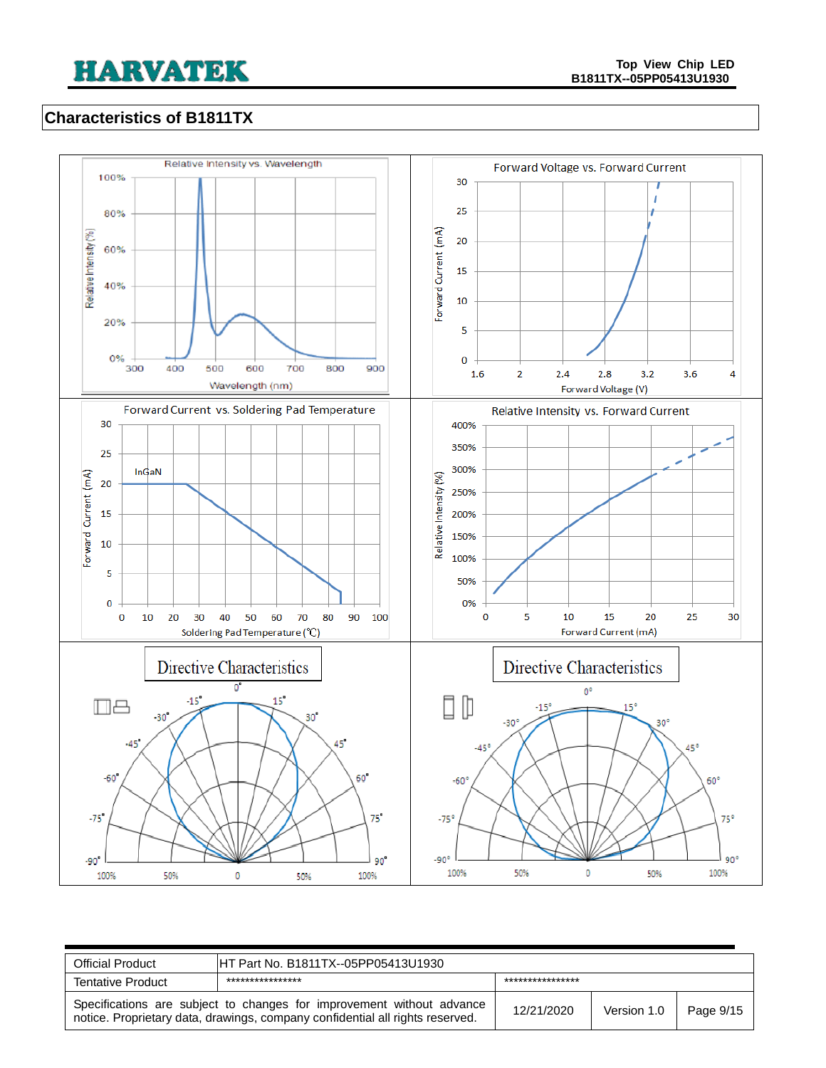## Characteristics of B1811TX

Relative Intensity vs. Wavelength

Relative Intensity (%)

100%
80%
60%
40%
20%
0%

300 400 500 600 700 800 900

Wavelength (nm)

Forward Voltage vs. Forward Current

Forward Current (mA)

30
25
20
15
10
5
0

1.6 2 2.4 2.8 3.2 3.6 4

Forward Voltage (V)

Forward Current vs. Soldering Pad Temperature

Forward Current (mA)

InGaN

30
25
20
15
10
5
0

0 10 20 30 40 50 60 70 80 90 100

Soldering Pad Temperature (℃)

Relative Intensity vs. Forward Current

Relative Intensity (%)

400%
350%
300%
250%
200%
150%
100%
50%
0%

0 5 10 15 20 25 30

Forward Current (mA)

Directive Characteristics

0° 15° 30° 45° 60° 75° 90° -15° -30° -45° -60° -75° -90°

100% 50% 0 50% 100%

Directive Characteristics

0° 15° 30° 45° 60° 75° 90° -15° -30° -45° -60° -75° -90°

100% 50% 0 50% 100%

| | | | | |
|---|---|---|---|---|
| Official Product | HT Part No. B1811TX--05PP05413U1930 | | | |
| Tentative Product | **************** | **************** | | |
| Specifications are subject to changes for improvement without advance notice. Proprietary data, drawings, company confidential all rights reserved. | | 12/21/2020 | Version 1.0 | Page 9/15 |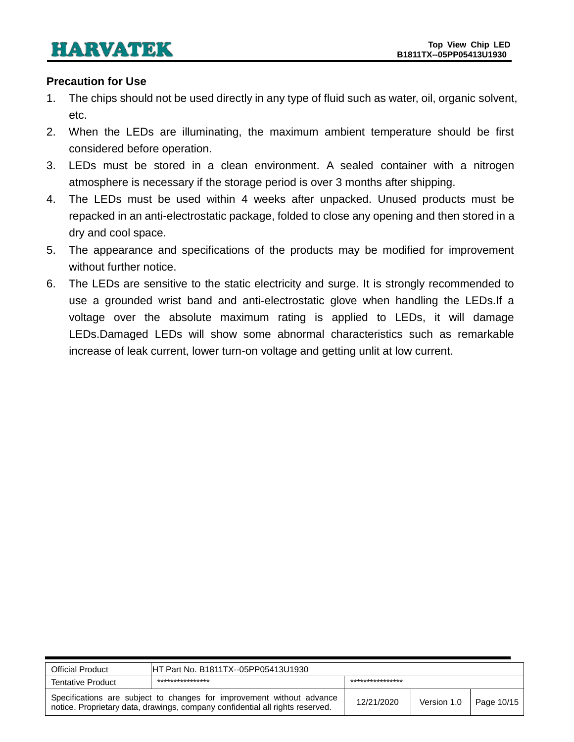## Precaution for Use

1. The chips should not be used directly in any type of fluid such as water, oil, organic solvent, etc.
2. When the LEDs are illuminating, the maximum ambient temperature should be first considered before operation.
3. LEDs must be stored in a clean environment. A sealed container with a nitrogen atmosphere is necessary if the storage period is over 3 months after shipping.
4. The LEDs must be used within 4 weeks after unpacked. Unused products must be repacked in an anti-electrostatic package, folded to close any opening and then stored in a dry and cool space.
5. The appearance and specifications of the products may be modified for improvement without further notice.
6. The LEDs are sensitive to the static electricity and surge. It is strongly recommended to use a grounded wrist band and anti-electrostatic glove when handling the LEDs.If a voltage over the absolute maximum rating is applied to LEDs, it will damage LEDs.Damaged LEDs will show some abnormal characteristics such as remarkable increase of leak current, lower turn-on voltage and getting unlit at low current.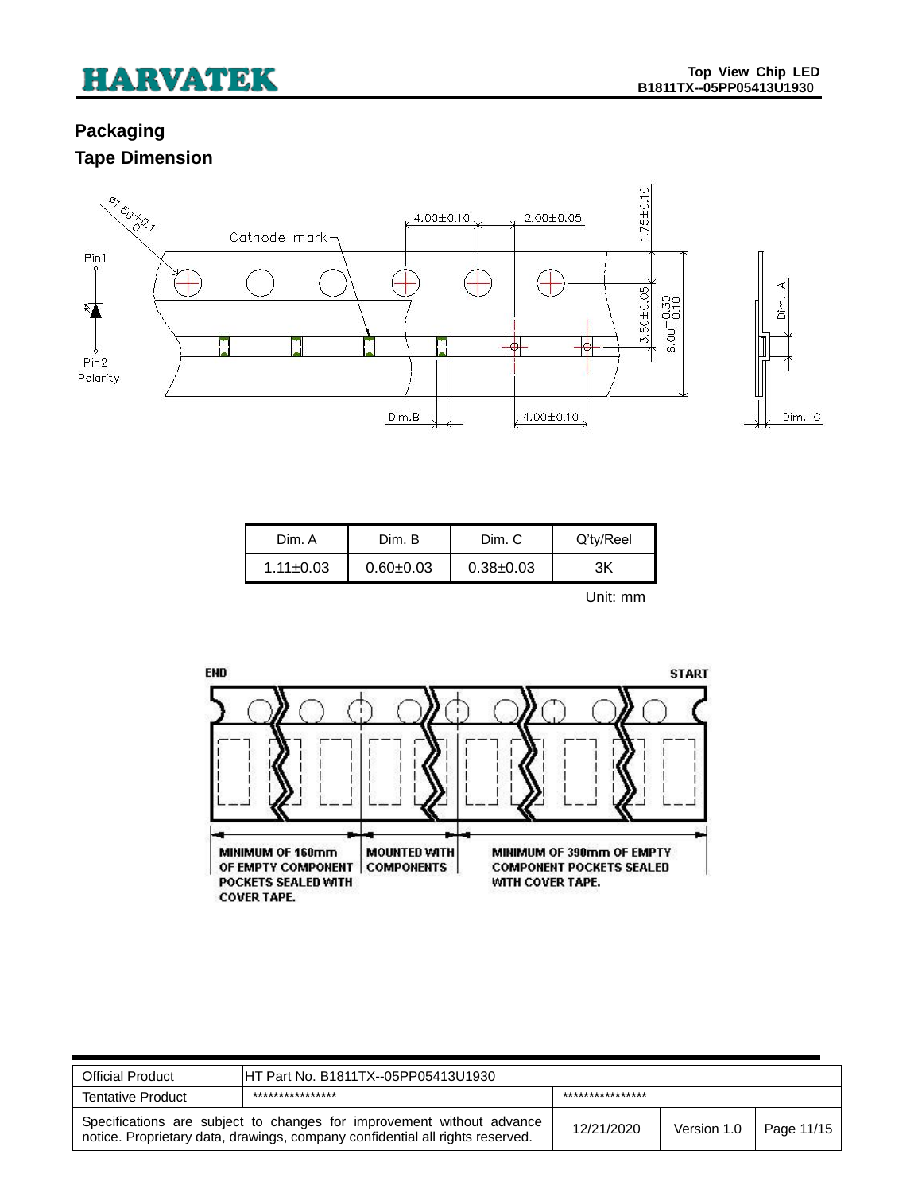## Packaging

### Tape Dimension

Ø1.50+0.1/-0
Cathode mark
Pin1
Pin2
Polarity
4.00±0.10
2.00±0.05
1.75±0.10
3.50±0.05
8.00+0.30/-0.10
Dim. A
Dim.B
4.00±0.10
Dim. C

| Dim. A | Dim. B | Dim. C | Q'ty/Reel |
| --- | --- | --- | --- |
| 1.11±0.03 | 0.60±0.03 | 0.38±0.03 | 3K |

Unit: mm

END
START
MINIMUM OF 160mm OF EMPTY COMPONENT POCKETS SEALED WITH COVER TAPE.
MOUNTED WITH COMPONENTS
MINIMUM OF 390mm OF EMPTY COMPONENT POCKETS SEALED WITH COVER TAPE.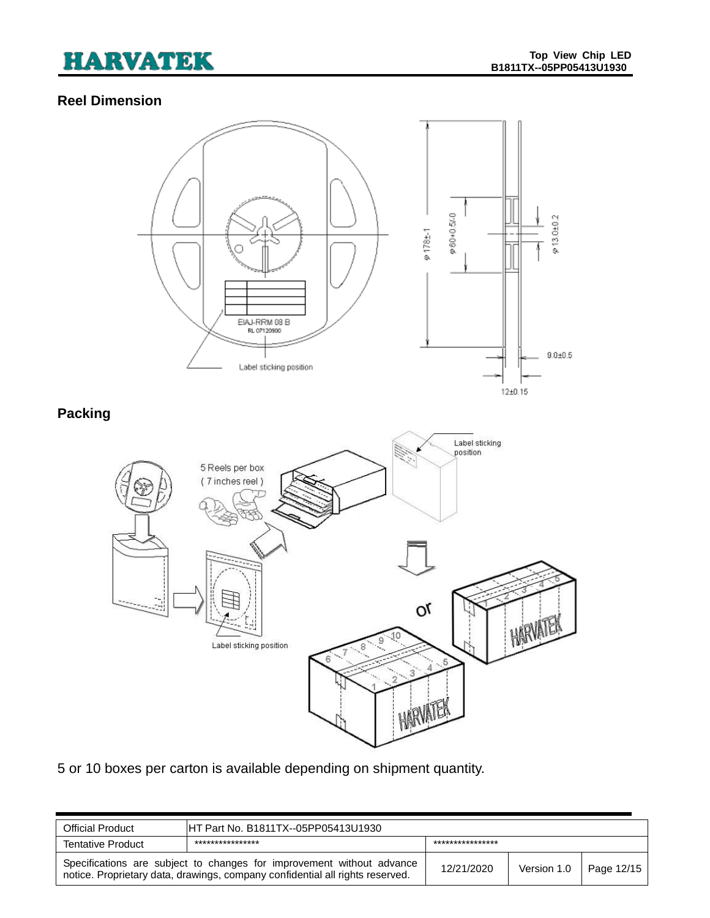## Reel Dimension

EIAJ-RRM 08 B
RL 07120900
Label sticking position
φ 178±1
φ 60+0.5/-0
φ 13.0±0.2
9.0±0.5
12±0.15

## Packing

5 Reels per box
( 7 inches reel )
Label sticking position
Label sticking position
or

5 or 10 boxes per carton is available depending on shipment quantity.

| | | | | |
|---|---|---|---|---|
| Official Product | HT Part No. B1811TX--05PP05413U1930 | | | |
| Tentative Product | **************** | **************** | | |
| Specifications are subject to changes for improvement without advance notice. Proprietary data, drawings, company confidential all rights reserved. | | 12/21/2020 | Version 1.0 | Page 12/15 |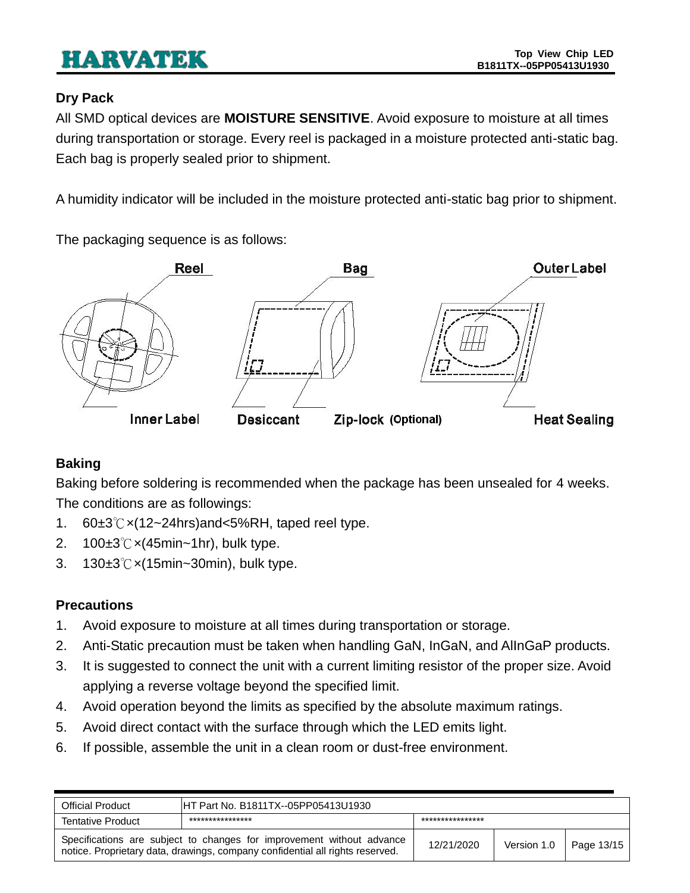## Dry Pack

All SMD optical devices are **MOISTURE SENSITIVE**. Avoid exposure to moisture at all times during transportation or storage. Every reel is packaged in a moisture protected anti-static bag. Each bag is properly sealed prior to shipment.

A humidity indicator will be included in the moisture protected anti-static bag prior to shipment.

The packaging sequence is as follows:

Reel

Bag

Outer Label

Inner Label

Desiccant

Zip-lock (Optional)

Heat Sealing

## Baking

Baking before soldering is recommended when the package has been unsealed for 4 weeks. The conditions are as followings:

1. 60±3℃×(12~24hrs)and<5%RH, taped reel type.
2. 100±3℃×(45min~1hr), bulk type.
3. 130±3℃×(15min~30min), bulk type.

## Precautions

1. Avoid exposure to moisture at all times during transportation or storage.
2. Anti-Static precaution must be taken when handling GaN, InGaN, and AlInGaP products.
3. It is suggested to connect the unit with a current limiting resistor of the proper size. Avoid applying a reverse voltage beyond the specified limit.
4. Avoid operation beyond the limits as specified by the absolute maximum ratings.
5. Avoid direct contact with the surface through which the LED emits light.
6. If possible, assemble the unit in a clean room or dust-free environment.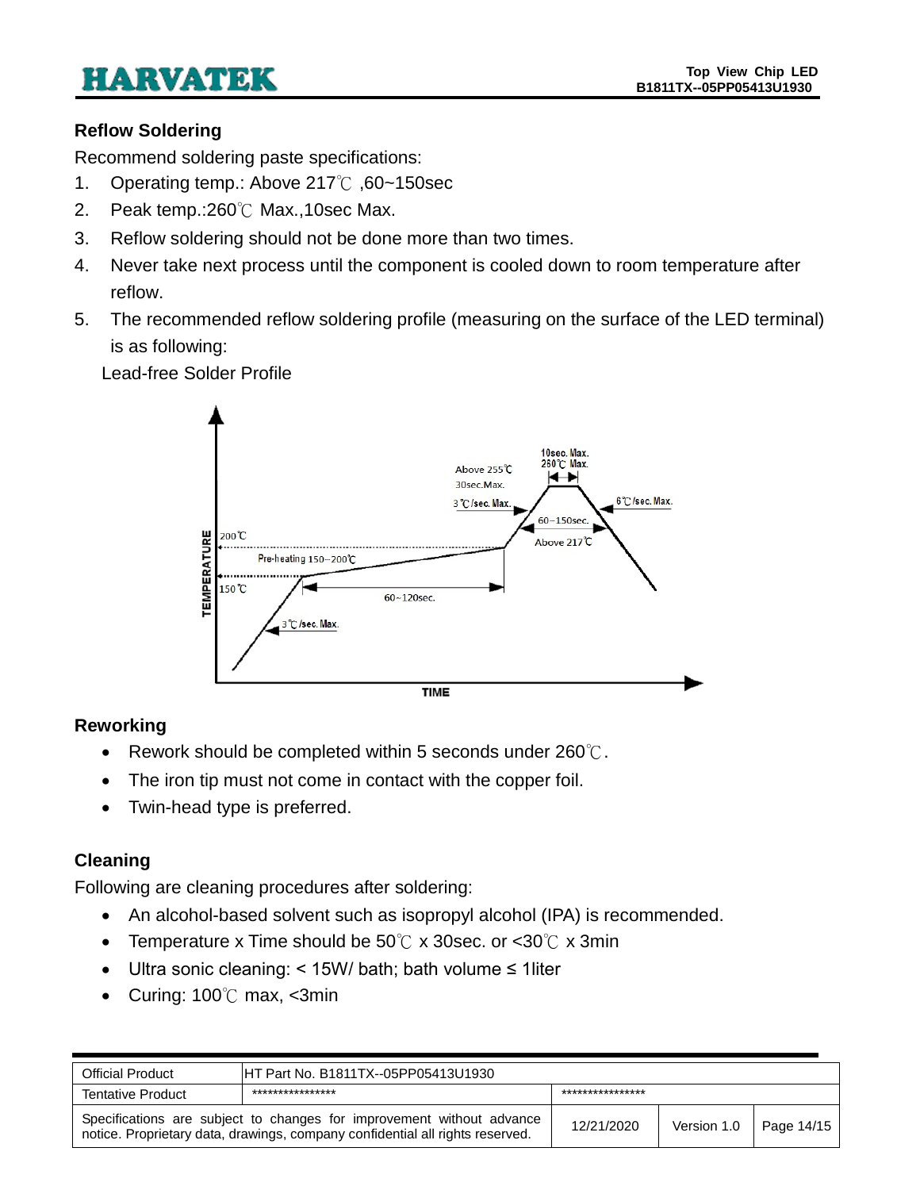## Reflow Soldering

Recommend soldering paste specifications:

1. Operating temp.: Above 217℃ ,60~150sec
2. Peak temp.:260℃ Max.,10sec Max.
3. Reflow soldering should not be done more than two times.
4. Never take next process until the component is cooled down to room temperature after reflow.
5. The recommended reflow soldering profile (measuring on the surface of the LED terminal) is as following:

Lead-free Solder Profile

10sec. Max.
260℃ Max.
Above 255℃
30sec.Max.
3℃/sec. Max.
6℃/sec. Max.
60~150sec.
Above 217℃
200℃
Pre-heating 150~200℃
150℃
60~120sec.
3℃/sec. Max.
TEMPERATURE
TIME

## Reworking

- Rework should be completed within 5 seconds under 260℃.
- The iron tip must not come in contact with the copper foil.
- Twin-head type is preferred.

## Cleaning

Following are cleaning procedures after soldering:

- An alcohol-based solvent such as isopropyl alcohol (IPA) is recommended.
- Temperature x Time should be 50℃ x 30sec. or <30℃ x 3min
- Ultra sonic cleaning: < 15W/ bath; bath volume ≤ 1liter
- Curing: 100℃ max, <3min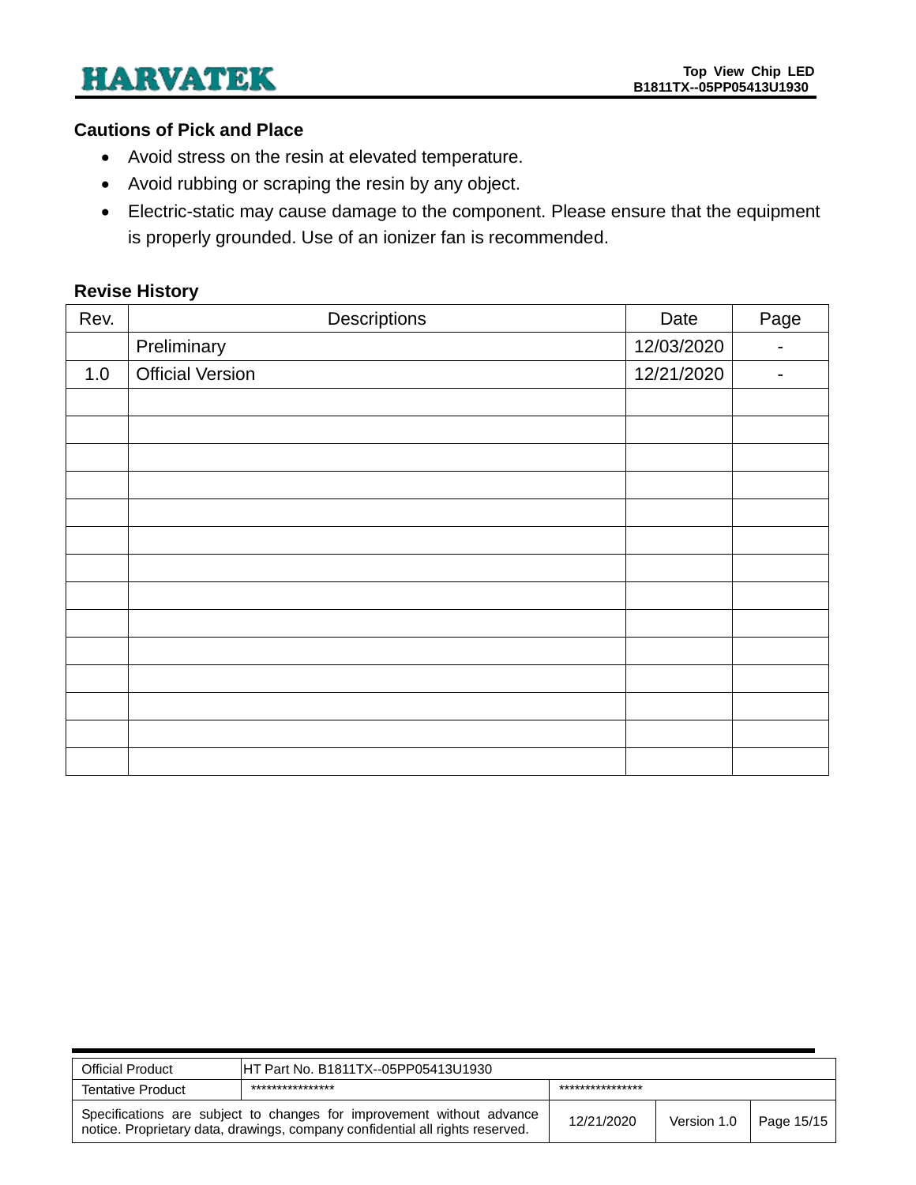### Cautions of Pick and Place

- Avoid stress on the resin at elevated temperature.
- Avoid rubbing or scraping the resin by any object.
- Electric-static may cause damage to the component. Please ensure that the equipment is properly grounded. Use of an ionizer fan is recommended.

### Revise History

| Rev. | Descriptions | Date | Page |
|---|---|---|---|
| | Preliminary | 12/03/2020 | - |
| 1.0 | Official Version | 12/21/2020 | - |
| | | | |
| | | | |
| | | | |
| | | | |
| | | | |
| | | | |
| | | | |
| | | | |
| | | | |
| | | | |
| | | | |
| | | | |
| | | | |